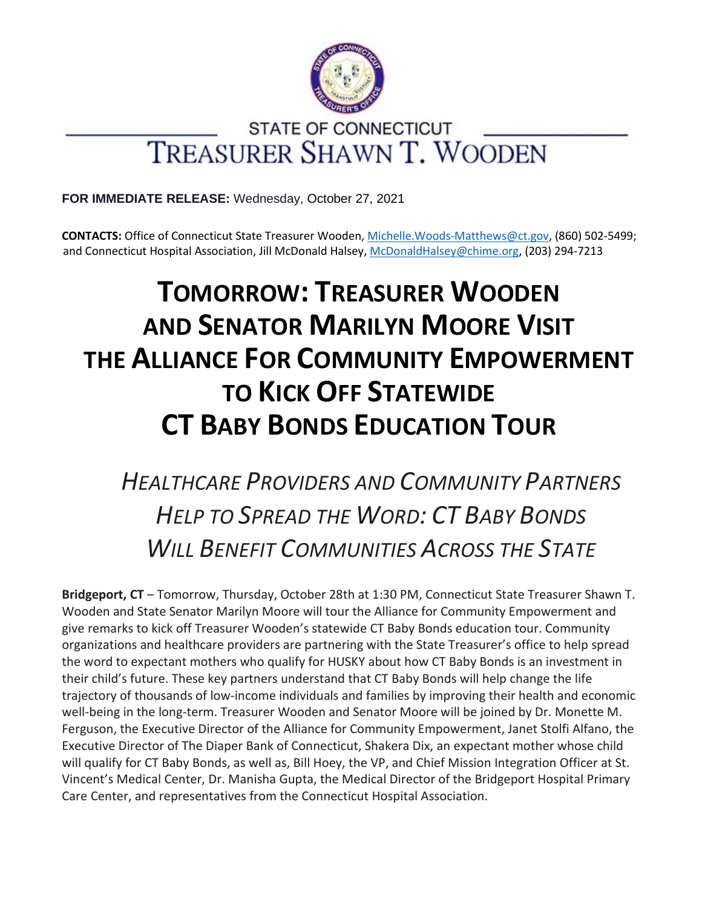STATE OF CONNECTICUT

TREASURER SHAWN T. WOODEN

**FOR IMMEDIATE RELEASE:** Wednesday, October 27, 2021

**CONTACTS:** Office of Connecticut State Treasurer Wooden, Michelle.Woods-Matthews@ct.gov, (860) 502-5499; and Connecticut Hospital Association, Jill McDonald Halsey, McDonaldHalsey@chime.org, (203) 294-7213

# TOMORROW: TREASURER WOODEN AND SENATOR MARILYN MOORE VISIT THE ALLIANCE FOR COMMUNITY EMPOWERMENT TO KICK OFF STATEWIDE CT BABY BONDS EDUCATION TOUR

## *HEALTHCARE PROVIDERS AND COMMUNITY PARTNERS HELP TO SPREAD THE WORD: CT BABY BONDS WILL BENEFIT COMMUNITIES ACROSS THE STATE*

**Bridgeport, CT** – Tomorrow, Thursday, October 28th at 1:30 PM, Connecticut State Treasurer Shawn T. Wooden and State Senator Marilyn Moore will tour the Alliance for Community Empowerment and give remarks to kick off Treasurer Wooden's statewide CT Baby Bonds education tour. Community organizations and healthcare providers are partnering with the State Treasurer's office to help spread the word to expectant mothers who qualify for HUSKY about how CT Baby Bonds is an investment in their child's future. These key partners understand that CT Baby Bonds will help change the life trajectory of thousands of low-income individuals and families by improving their health and economic well-being in the long-term. Treasurer Wooden and Senator Moore will be joined by Dr. Monette M. Ferguson, the Executive Director of the Alliance for Community Empowerment, Janet Stolfi Alfano, the Executive Director of The Diaper Bank of Connecticut, Shakera Dix, an expectant mother whose child will qualify for CT Baby Bonds, as well as, Bill Hoey, the VP, and Chief Mission Integration Officer at St. Vincent's Medical Center, Dr. Manisha Gupta, the Medical Director of the Bridgeport Hospital Primary Care Center, and representatives from the Connecticut Hospital Association.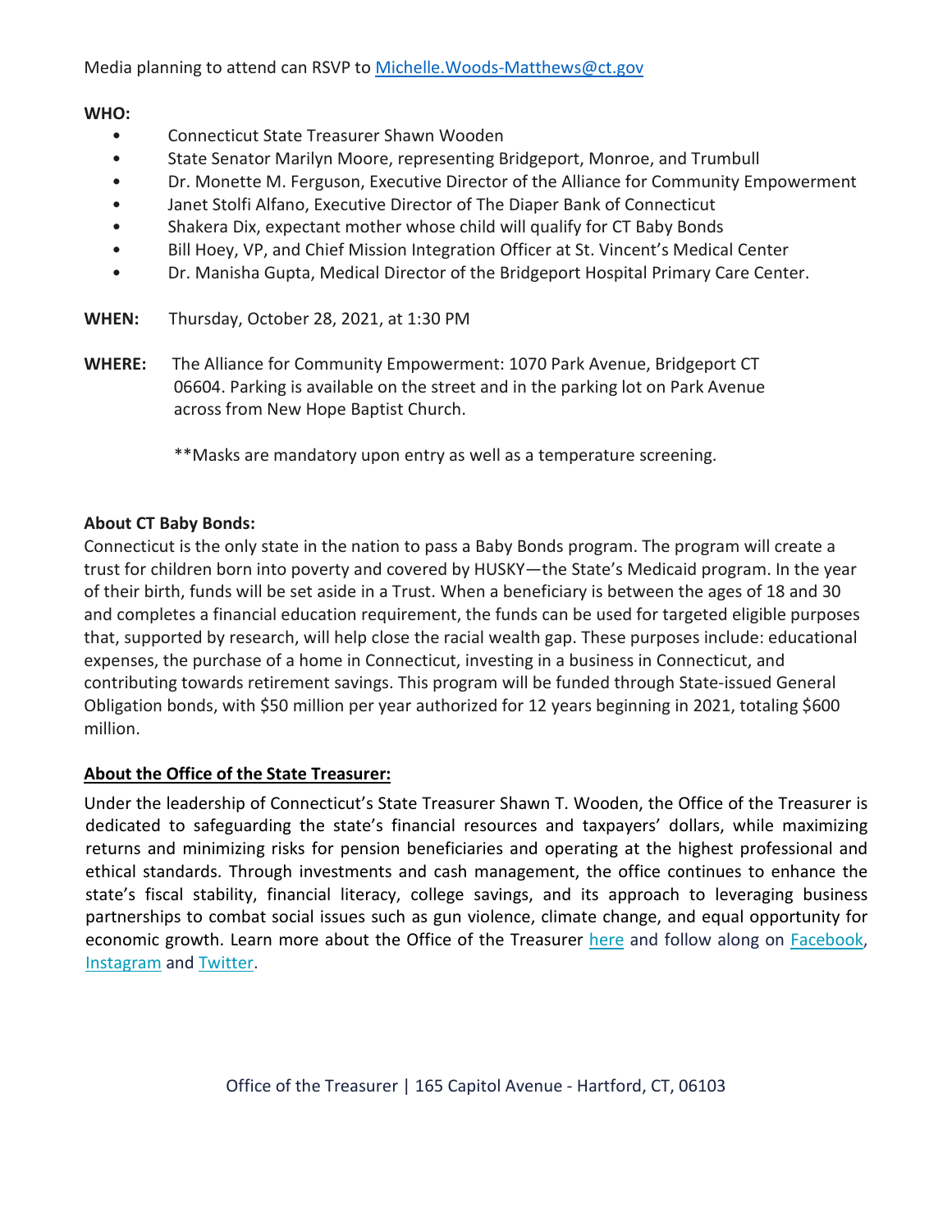Media planning to attend can RSVP to [Michelle.Woods-Matthews@ct.gov](mailto:Michelle.Woods-Matthews@ct.gov)

**WHO:**

- Connecticut State Treasurer Shawn Wooden
- State Senator Marilyn Moore, representing Bridgeport, Monroe, and Trumbull
- Dr. Monette M. Ferguson, Executive Director of the Alliance for Community Empowerment
- Janet Stolfi Alfano, Executive Director of The Diaper Bank of Connecticut
- Shakera Dix, expectant mother whose child will qualify for CT Baby Bonds
- Bill Hoey, VP, and Chief Mission Integration Officer at St. Vincent's Medical Center
- Dr. Manisha Gupta, Medical Director of the Bridgeport Hospital Primary Care Center.

**WHEN:** Thursday, October 28, 2021, at 1:30 PM

**WHERE:** The Alliance for Community Empowerment: 1070 Park Avenue, Bridgeport CT 06604. Parking is available on the street and in the parking lot on Park Avenue across from New Hope Baptist Church.

**Masks are mandatory upon entry as well as a temperature screening.

**About CT Baby Bonds:**

Connecticut is the only state in the nation to pass a Baby Bonds program. The program will create a trust for children born into poverty and covered by HUSKY—the State's Medicaid program. In the year of their birth, funds will be set aside in a Trust. When a beneficiary is between the ages of 18 and 30 and completes a financial education requirement, the funds can be used for targeted eligible purposes that, supported by research, will help close the racial wealth gap. These purposes include: educational expenses, the purchase of a home in Connecticut, investing in a business in Connecticut, and contributing towards retirement savings. This program will be funded through State-issued General Obligation bonds, with $50 million per year authorized for 12 years beginning in 2021, totaling $600 million.

**About the Office of the State Treasurer:**

Under the leadership of Connecticut's State Treasurer Shawn T. Wooden, the Office of the Treasurer is dedicated to safeguarding the state's financial resources and taxpayers' dollars, while maximizing returns and minimizing risks for pension beneficiaries and operating at the highest professional and ethical standards. Through investments and cash management, the office continues to enhance the state's fiscal stability, financial literacy, college savings, and its approach to leveraging business partnerships to combat social issues such as gun violence, climate change, and equal opportunity for economic growth. Learn more about the Office of the Treasurer here and follow along on Facebook, Instagram and Twitter.

Office of the Treasurer | 165 Capitol Avenue - Hartford, CT, 06103